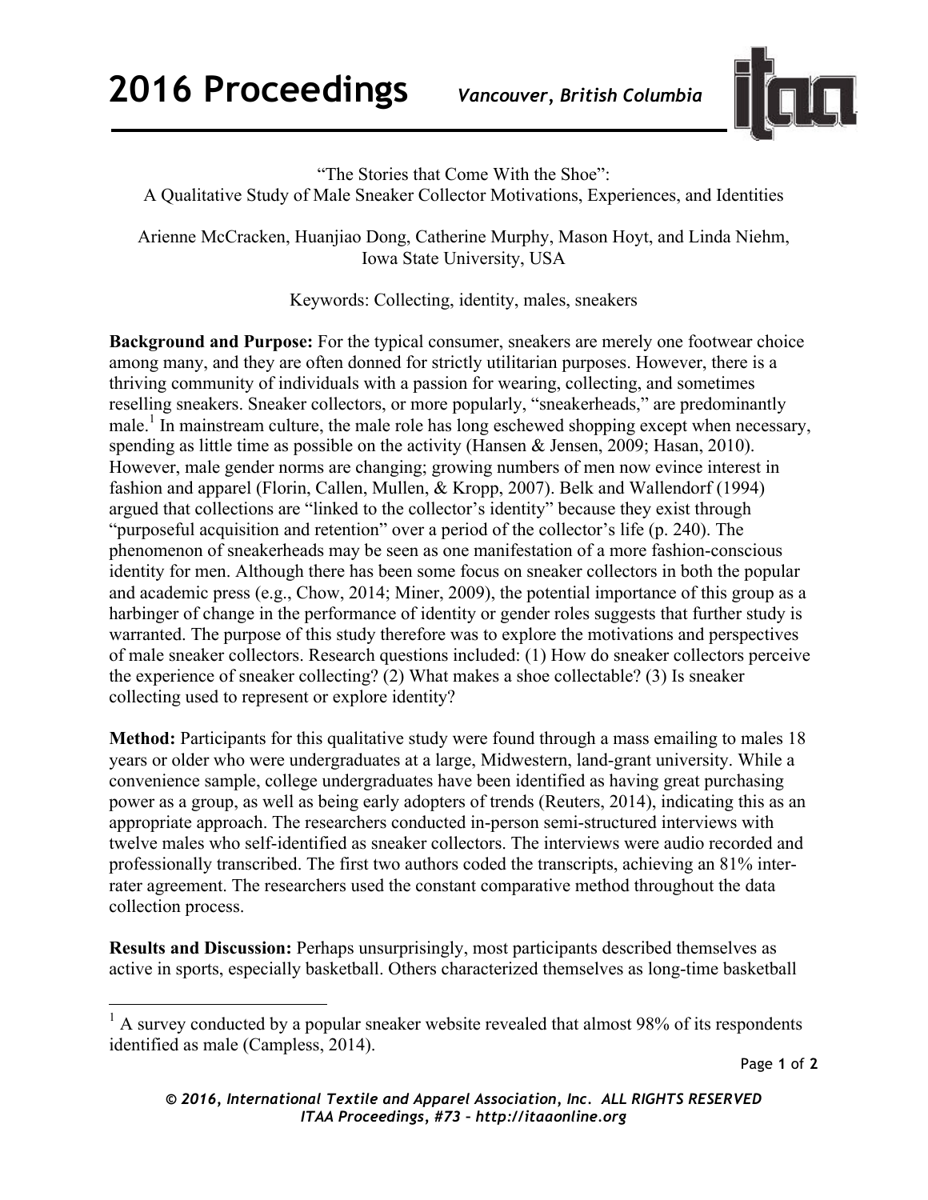# "The Stories that Come With the Shoe": A Qualitative Study of Male Sneaker Collector Motivations, Experiences, and Identities

Arienne McCracken, Huanjiao Dong, Catherine Murphy, Mason Hoyt, and Linda Niehm, Iowa State University, USA

Keywords: Collecting, identity, males, sneakers

**Background and Purpose:** For the typical consumer, sneakers are merely one footwear choice among many, and they are often donned for strictly utilitarian purposes. However, there is a thriving community of individuals with a passion for wearing, collecting, and sometimes reselling sneakers. Sneaker collectors, or more popularly, "sneakerheads," are predominantly male.[1] In mainstream culture, the male role has long eschewed shopping except when necessary, spending as little time as possible on the activity (Hansen & Jensen, 2009; Hasan, 2010). However, male gender norms are changing; growing numbers of men now evince interest in fashion and apparel (Florin, Callen, Mullen, & Kropp, 2007). Belk and Wallendorf (1994) argued that collections are "linked to the collector's identity" because they exist through "purposeful acquisition and retention" over a period of the collector's life (p. 240). The phenomenon of sneakerheads may be seen as one manifestation of a more fashion-conscious identity for men. Although there has been some focus on sneaker collectors in both the popular and academic press (e.g., Chow, 2014; Miner, 2009), the potential importance of this group as a harbinger of change in the performance of identity or gender roles suggests that further study is warranted. The purpose of this study therefore was to explore the motivations and perspectives of male sneaker collectors. Research questions included: (1) How do sneaker collectors perceive the experience of sneaker collecting? (2) What makes a shoe collectable? (3) Is sneaker collecting used to represent or explore identity?

**Method:** Participants for this qualitative study were found through a mass emailing to males 18 years or older who were undergraduates at a large, Midwestern, land-grant university. While a convenience sample, college undergraduates have been identified as having great purchasing power as a group, as well as being early adopters of trends (Reuters, 2014), indicating this as an appropriate approach. The researchers conducted in-person semi-structured interviews with twelve males who self-identified as sneaker collectors. The interviews were audio recorded and professionally transcribed. The first two authors coded the transcripts, achieving an 81% inter-rater agreement. The researchers used the constant comparative method throughout the data collection process.

**Results and Discussion:** Perhaps unsurprisingly, most participants described themselves as active in sports, especially basketball. Others characterized themselves as long-time basketball

---

[1] A survey conducted by a popular sneaker website revealed that almost 98% of its respondents identified as male (Campless, 2014).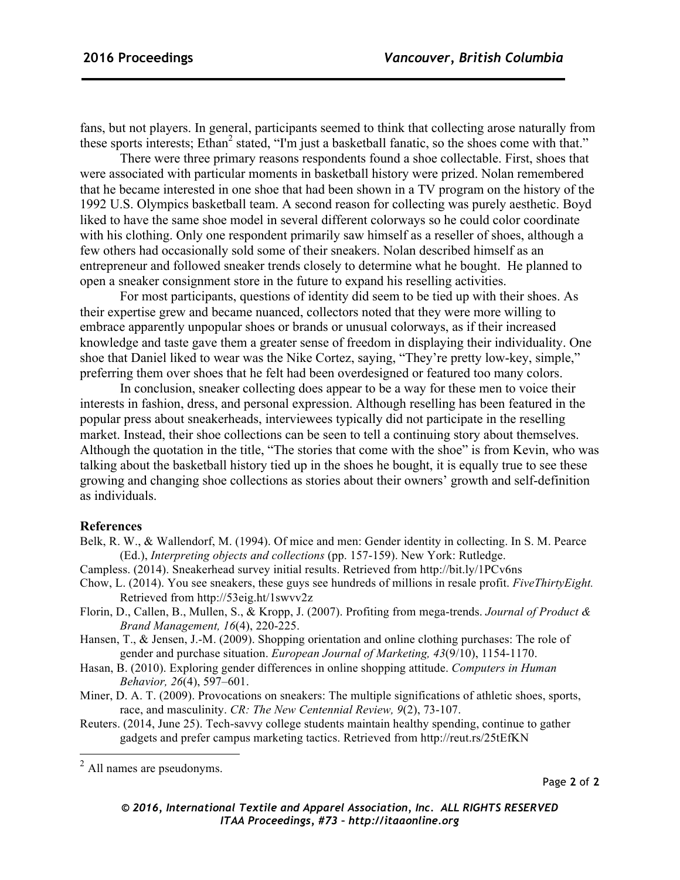fans, but not players. In general, participants seemed to think that collecting arose naturally from these sports interests; Ethan[2] stated, "I'm just a basketball fanatic, so the shoes come with that."

There were three primary reasons respondents found a shoe collectable. First, shoes that were associated with particular moments in basketball history were prized. Nolan remembered that he became interested in one shoe that had been shown in a TV program on the history of the 1992 U.S. Olympics basketball team. A second reason for collecting was purely aesthetic. Boyd liked to have the same shoe model in several different colorways so he could color coordinate with his clothing. Only one respondent primarily saw himself as a reseller of shoes, although a few others had occasionally sold some of their sneakers. Nolan described himself as an entrepreneur and followed sneaker trends closely to determine what he bought. He planned to open a sneaker consignment store in the future to expand his reselling activities.

For most participants, questions of identity did seem to be tied up with their shoes. As their expertise grew and became nuanced, collectors noted that they were more willing to embrace apparently unpopular shoes or brands or unusual colorways, as if their increased knowledge and taste gave them a greater sense of freedom in displaying their individuality. One shoe that Daniel liked to wear was the Nike Cortez, saying, "They're pretty low-key, simple," preferring them over shoes that he felt had been overdesigned or featured too many colors.

In conclusion, sneaker collecting does appear to be a way for these men to voice their interests in fashion, dress, and personal expression. Although reselling has been featured in the popular press about sneakerheads, interviewees typically did not participate in the reselling market. Instead, their shoe collections can be seen to tell a continuing story about themselves. Although the quotation in the title, "The stories that come with the shoe" is from Kevin, who was talking about the basketball history tied up in the shoes he bought, it is equally true to see these growing and changing shoe collections as stories about their owners' growth and self-definition as individuals.

## References

Belk, R. W., & Wallendorf, M. (1994). Of mice and men: Gender identity in collecting. In S. M. Pearce (Ed.), *Interpreting objects and collections* (pp. 157-159). New York: Rutledge.

Campless. (2014). Sneakerhead survey initial results. Retrieved from http://bit.ly/1PCv6ns

Chow, L. (2014). You see sneakers, these guys see hundreds of millions in resale profit. *FiveThirtyEight.* Retrieved from http://53eig.ht/1swvv2z

Florin, D., Callen, B., Mullen, S., & Kropp, J. (2007). Profiting from mega-trends. *Journal of Product & Brand Management, 16*(4), 220-225.

Hansen, T., & Jensen, J.-M. (2009). Shopping orientation and online clothing purchases: The role of gender and purchase situation. *European Journal of Marketing, 43*(9/10), 1154-1170.

Hasan, B. (2010). Exploring gender differences in online shopping attitude. *Computers in Human Behavior, 26*(4), 597–601.

Miner, D. A. T. (2009). Provocations on sneakers: The multiple significations of athletic shoes, sports, race, and masculinity. *CR: The New Centennial Review, 9*(2), 73-107.

Reuters. (2014, June 25). Tech-savvy college students maintain healthy spending, continue to gather gadgets and prefer campus marketing tactics. Retrieved from http://reut.rs/25tEfKN

[2] All names are pseudonyms.